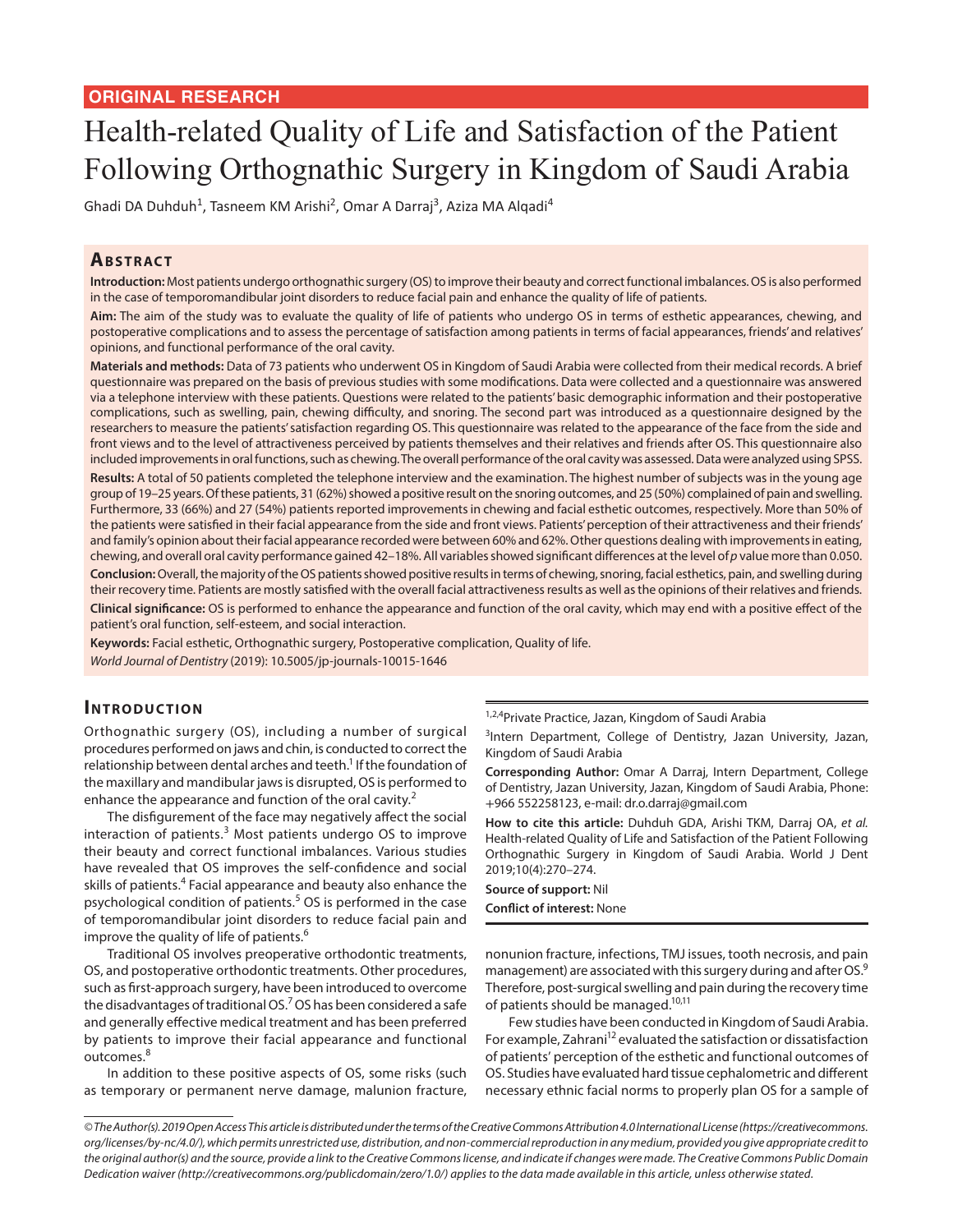**ORIGINAL RESEARCH**

# Health-related Quality of Life and Satisfaction of the Patient Following Orthognathic Surgery in Kingdom of Saudi Arabia

Ghadi DA Duhduh[1], Tasneem KM Arishi[2], Omar A Darraj[3], Aziza MA Alqadi[4]

## Abstract

**Introduction:** Most patients undergo orthognathic surgery (OS) to improve their beauty and correct functional imbalances. OS is also performed in the case of temporomandibular joint disorders to reduce facial pain and enhance the quality of life of patients.

**Aim:** The aim of the study was to evaluate the quality of life of patients who undergo OS in terms of esthetic appearances, chewing, and postoperative complications and to assess the percentage of satisfaction among patients in terms of facial appearances, friends' and relatives' opinions, and functional performance of the oral cavity.

**Materials and methods:** Data of 73 patients who underwent OS in Kingdom of Saudi Arabia were collected from their medical records. A brief questionnaire was prepared on the basis of previous studies with some modifications. Data were collected and a questionnaire was answered via a telephone interview with these patients. Questions were related to the patients' basic demographic information and their postoperative complications, such as swelling, pain, chewing difficulty, and snoring. The second part was introduced as a questionnaire designed by the researchers to measure the patients' satisfaction regarding OS. This questionnaire was related to the appearance of the face from the side and front views and to the level of attractiveness perceived by patients themselves and their relatives and friends after OS. This questionnaire also included improvements in oral functions, such as chewing. The overall performance of the oral cavity was assessed. Data were analyzed using SPSS.

**Results:** A total of 50 patients completed the telephone interview and the examination. The highest number of subjects was in the young age group of 19–25 years. Of these patients, 31 (62%) showed a positive result on the snoring outcomes, and 25 (50%) complained of pain and swelling. Furthermore, 33 (66%) and 27 (54%) patients reported improvements in chewing and facial esthetic outcomes, respectively. More than 50% of the patients were satisfied in their facial appearance from the side and front views. Patients' perception of their attractiveness and their friends' and family's opinion about their facial appearance recorded were between 60% and 62%. Other questions dealing with improvements in eating, chewing, and overall oral cavity performance gained 42–18%. All variables showed significant differences at the level of *p* value more than 0.050.

**Conclusion:** Overall, the majority of the OS patients showed positive results in terms of chewing, snoring, facial esthetics, pain, and swelling during their recovery time. Patients are mostly satisfied with the overall facial attractiveness results as well as the opinions of their relatives and friends.

**Clinical significance:** OS is performed to enhance the appearance and function of the oral cavity, which may end with a positive effect of the patient's oral function, self-esteem, and social interaction.

**Keywords:** Facial esthetic, Orthognathic surgery, Postoperative complication, Quality of life.

*World Journal of Dentistry* (2019): 10.5005/jp-journals-10015-1646

## Introduction

Orthognathic surgery (OS), including a number of surgical procedures performed on jaws and chin, is conducted to correct the relationship between dental arches and teeth.[1] If the foundation of the maxillary and mandibular jaws is disrupted, OS is performed to enhance the appearance and function of the oral cavity.[2]

The disfigurement of the face may negatively affect the social interaction of patients.[3] Most patients undergo OS to improve their beauty and correct functional imbalances. Various studies have revealed that OS improves the self-confidence and social skills of patients.[4] Facial appearance and beauty also enhance the psychological condition of patients.[5] OS is performed in the case of temporomandibular joint disorders to reduce facial pain and improve the quality of life of patients.[6]

Traditional OS involves preoperative orthodontic treatments, OS, and postoperative orthodontic treatments. Other procedures, such as first-approach surgery, have been introduced to overcome the disadvantages of traditional OS.[7] OS has been considered a safe and generally effective medical treatment and has been preferred by patients to improve their facial appearance and functional outcomes.[8]

In addition to these positive aspects of OS, some risks (such as temporary or permanent nerve damage, malunion fracture, nonunion fracture, infections, TMJ issues, tooth necrosis, and pain management) are associated with this surgery during and after OS.[9] Therefore, post-surgical swelling and pain during the recovery time of patients should be managed.[10,11]

Few studies have been conducted in Kingdom of Saudi Arabia. For example, Zahrani[12] evaluated the satisfaction or dissatisfaction of patients' perception of the esthetic and functional outcomes of OS. Studies have evaluated hard tissue cephalometric and different necessary ethnic facial norms to properly plan OS for a sample of

---

[1,2,4]Private Practice, Jazan, Kingdom of Saudi Arabia

[3]Intern Department, College of Dentistry, Jazan University, Jazan, Kingdom of Saudi Arabia

**Corresponding Author:** Omar A Darraj, Intern Department, College of Dentistry, Jazan University, Jazan, Kingdom of Saudi Arabia, Phone: +966 552258123, e-mail: dr.o.darraj@gmail.com

**How to cite this article:** Duhduh GDA, Arishi TKM, Darraj OA, *et al.* Health-related Quality of Life and Satisfaction of the Patient Following Orthognathic Surgery in Kingdom of Saudi Arabia. World J Dent 2019;10(4):270–274.

**Source of support:** Nil

**Conflict of interest:** None

*© The Author(s). 2019 Open Access This article is distributed under the terms of the Creative Commons Attribution 4.0 International License (https://creativecommons.org/licenses/by-nc/4.0/), which permits unrestricted use, distribution, and non-commercial reproduction in any medium, provided you give appropriate credit to the original author(s) and the source, provide a link to the Creative Commons license, and indicate if changes were made. The Creative Commons Public Domain Dedication waiver (http://creativecommons.org/publicdomain/zero/1.0/) applies to the data made available in this article, unless otherwise stated.*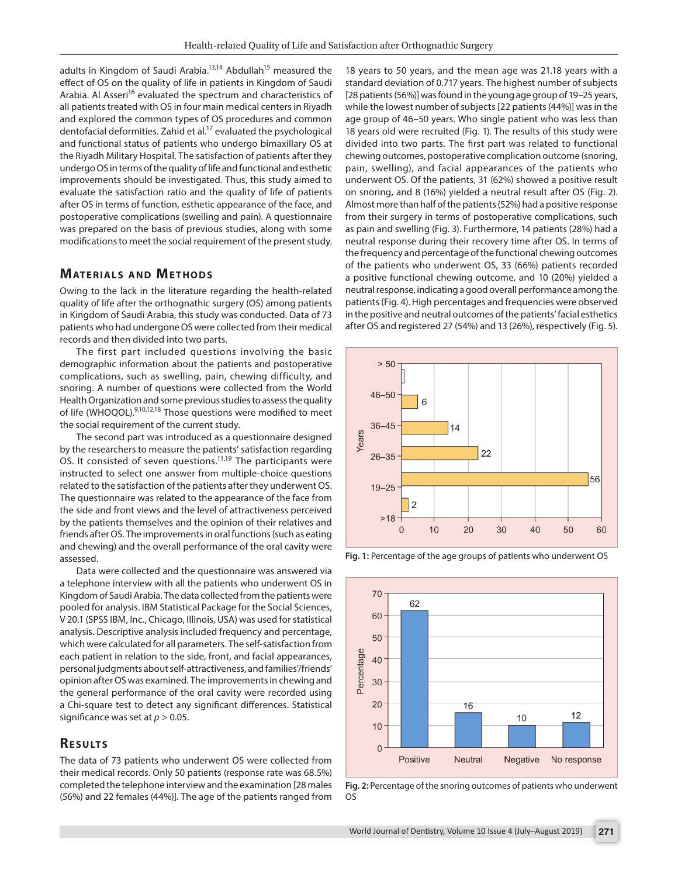adults in Kingdom of Saudi Arabia.[13,14] Abdullah[15] measured the effect of OS on the quality of life in patients in Kingdom of Saudi Arabia. Al Asseri[16] evaluated the spectrum and characteristics of all patients treated with OS in four main medical centers in Riyadh and explored the common types of OS procedures and common dentofacial deformities. Zahid et al.[17] evaluated the psychological and functional status of patients who undergo bimaxillary OS at the Riyadh Military Hospital. The satisfaction of patients after they undergo OS in terms of the quality of life and functional and esthetic improvements should be investigated. Thus, this study aimed to evaluate the satisfaction ratio and the quality of life of patients after OS in terms of function, esthetic appearance of the face, and postoperative complications (swelling and pain). A questionnaire was prepared on the basis of previous studies, along with some modifications to meet the social requirement of the present study.

## Materials and Methods

Owing to the lack in the literature regarding the health-related quality of life after the orthognathic surgery (OS) among patients in Kingdom of Saudi Arabia, this study was conducted. Data of 73 patients who had undergone OS were collected from their medical records and then divided into two parts.

The first part included questions involving the basic demographic information about the patients and postoperative complications, such as swelling, pain, chewing difficulty, and snoring. A number of questions were collected from the World Health Organization and some previous studies to assess the quality of life (WHOQOL).[9,10,12,18] Those questions were modified to meet the social requirement of the current study.

The second part was introduced as a questionnaire designed by the researchers to measure the patients' satisfaction regarding OS. It consisted of seven questions.[11,19] The participants were instructed to select one answer from multiple-choice questions related to the satisfaction of the patients after they underwent OS. The questionnaire was related to the appearance of the face from the side and front views and the level of attractiveness perceived by the patients themselves and the opinion of their relatives and friends after OS. The improvements in oral functions (such as eating and chewing) and the overall performance of the oral cavity were assessed.

Data were collected and the questionnaire was answered via a telephone interview with all the patients who underwent OS in Kingdom of Saudi Arabia. The data collected from the patients were pooled for analysis. IBM Statistical Package for the Social Sciences, V 20.1 (SPSS IBM, Inc., Chicago, Illinois, USA) was used for statistical analysis. Descriptive analysis included frequency and percentage, which were calculated for all parameters. The self-satisfaction from each patient in relation to the side, front, and facial appearances, personal judgments about self-attractiveness, and families'/friends' opinion after OS was examined. The improvements in chewing and the general performance of the oral cavity were recorded using a Chi-square test to detect any significant differences. Statistical significance was set at $p > 0.05$.

## Results

The data of 73 patients who underwent OS were collected from their medical records. Only 50 patients (response rate was 68.5%) completed the telephone interview and the examination [28 males (56%) and 22 females (44%)]. The age of the patients ranged from 18 years to 50 years, and the mean age was 21.18 years with a standard deviation of 0.717 years. The highest number of subjects [28 patients (56%)] was found in the young age group of 19–25 years, while the lowest number of subjects [22 patients (44%)] was in the age group of 46–50 years. Who single patient who was less than 18 years old were recruited (Fig. 1). The results of this study were divided into two parts. The first part was related to functional chewing outcomes, postoperative complication outcome (snoring, pain, swelling), and facial appearances of the patients who underwent OS. Of the patients, 31 (62%) showed a positive result on snoring, and 8 (16%) yielded a neutral result after OS (Fig. 2). Almost more than half of the patients (52%) had a positive response from their surgery in terms of postoperative complications, such as pain and swelling (Fig. 3). Furthermore, 14 patients (28%) had a neutral response during their recovery time after OS. In terms of the frequency and percentage of the functional chewing outcomes of the patients who underwent OS, 33 (66%) patients recorded a positive functional chewing outcome, and 10 (20%) yielded a neutral response, indicating a good overall performance among the patients (Fig. 4). High percentages and frequencies were observed in the positive and neutral outcomes of the patients' facial esthetics after OS and registered 27 (54%) and 13 (26%), respectively (Fig. 5).

**Fig. 1:** Percentage of the age groups of patients who underwent OS

**Fig. 2:** Percentage of the snoring outcomes of patients who underwent OS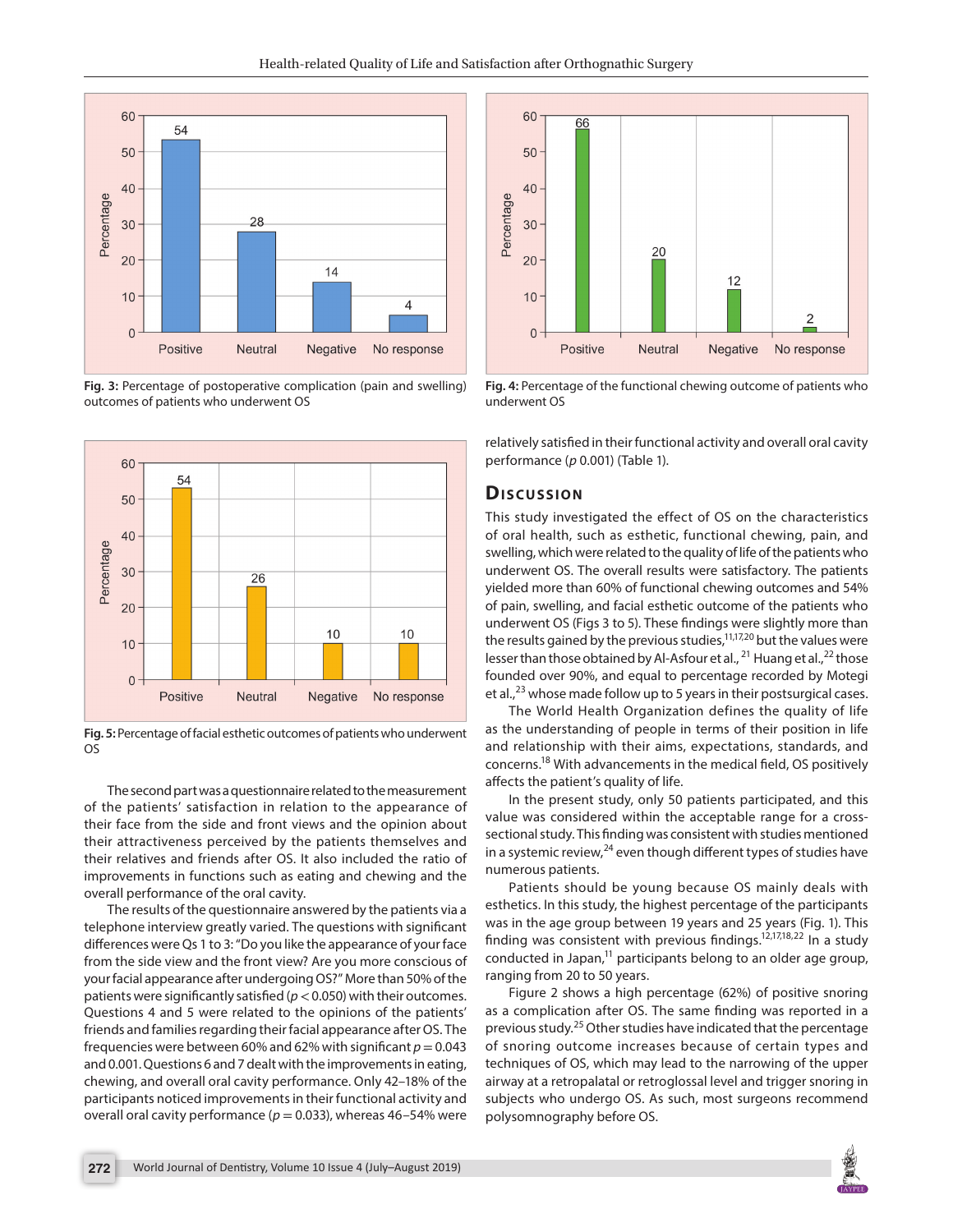Fig. 3: Percentage of postoperative complication (pain and swelling) outcomes of patients who underwent OS

Fig. 4: Percentage of the functional chewing outcome of patients who underwent OS

Fig. 5: Percentage of facial esthetic outcomes of patients who underwent OS

The second part was a questionnaire related to the measurement of the patients' satisfaction in relation to the appearance of their face from the side and front views and the opinion about their attractiveness perceived by the patients themselves and their relatives and friends after OS. It also included the ratio of improvements in functions such as eating and chewing and the overall performance of the oral cavity.

The results of the questionnaire answered by the patients via a telephone interview greatly varied. The questions with significant differences were Qs 1 to 3: "Do you like the appearance of your face from the side view and the front view? Are you more conscious of your facial appearance after undergoing OS?" More than 50% of the patients were significantly satisfied ($p < 0.050$) with their outcomes. Questions 4 and 5 were related to the opinions of the patients' friends and families regarding their facial appearance after OS. The frequencies were between 60% and 62% with significant $p = 0.043$ and 0.001. Questions 6 and 7 dealt with the improvements in eating, chewing, and overall oral cavity performance. Only 42–18% of the participants noticed improvements in their functional activity and overall oral cavity performance ($p = 0.033$), whereas 46–54% were relatively satisfied in their functional activity and overall oral cavity performance ($p$ 0.001) (Table 1).

## Discussion

This study investigated the effect of OS on the characteristics of oral health, such as esthetic, functional chewing, pain, and swelling, which were related to the quality of life of the patients who underwent OS. The overall results were satisfactory. The patients yielded more than 60% of functional chewing outcomes and 54% of pain, swelling, and facial esthetic outcome of the patients who underwent OS (Figs 3 to 5). These findings were slightly more than the results gained by the previous studies,[11,17,20] but the values were lesser than those obtained by Al-Asfour et al.,[21] Huang et al.,[22] those founded over 90%, and equal to percentage recorded by Motegi et al.,[23] whose made follow up to 5 years in their postsurgical cases.

The World Health Organization defines the quality of life as the understanding of people in terms of their position in life and relationship with their aims, expectations, standards, and concerns.[18] With advancements in the medical field, OS positively affects the patient's quality of life.

In the present study, only 50 patients participated, and this value was considered within the acceptable range for a cross-sectional study. This finding was consistent with studies mentioned in a systemic review,[24] even though different types of studies have numerous patients.

Patients should be young because OS mainly deals with esthetics. In this study, the highest percentage of the participants was in the age group between 19 years and 25 years (Fig. 1). This finding was consistent with previous findings.[12,17,18,22] In a study conducted in Japan,[11] participants belong to an older age group, ranging from 20 to 50 years.

Figure 2 shows a high percentage (62%) of positive snoring as a complication after OS. The same finding was reported in a previous study.[25] Other studies have indicated that the percentage of snoring outcome increases because of certain types and techniques of OS, which may lead to the narrowing of the upper airway at a retropalatal or retroglossal level and trigger snoring in subjects who undergo OS. As such, most surgeons recommend polysomnography before OS.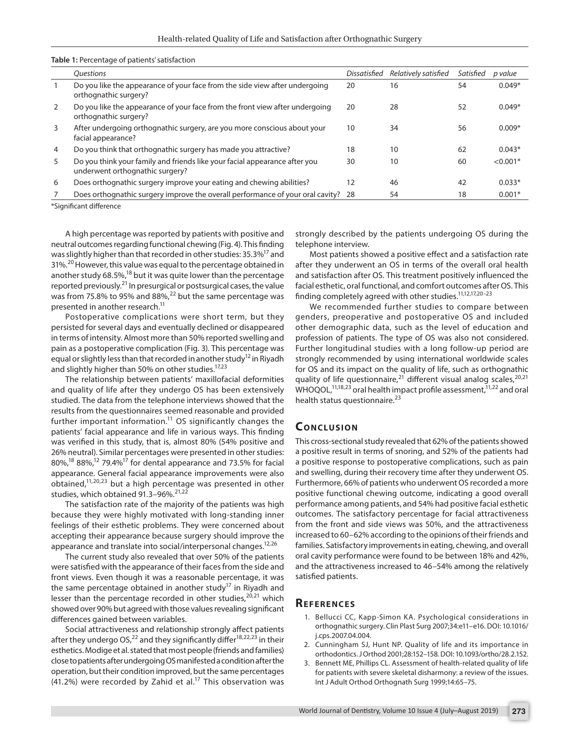**Table 1:** Percentage of patients' satisfaction

| | *Questions* | *Dissatisfied* | *Relatively satisfied* | *Satisfied* | *p value* |
|---|---|---|---|---|---|
| 1 | Do you like the appearance of your face from the side view after undergoing orthognathic surgery? | 20 | 16 | 54 | 0.049* |
| 2 | Do you like the appearance of your face from the front view after undergoing orthognathic surgery? | 20 | 28 | 52 | 0.049* |
| 3 | After undergoing orthognathic surgery, are you more conscious about your facial appearance? | 10 | 34 | 56 | 0.009* |
| 4 | Do you think that orthognathic surgery has made you attractive? | 18 | 10 | 62 | 0.043* |
| 5 | Do you think your family and friends like your facial appearance after you underwent orthognathic surgery? | 30 | 10 | 60 | <0.001* |
| 6 | Does orthognathic surgery improve your eating and chewing abilities? | 12 | 46 | 42 | 0.033* |
| 7 | Does orthognathic surgery improve the overall performance of your oral cavity? | 28 | 54 | 18 | 0.001* |

*Significant difference

A high percentage was reported by patients with positive and neutral outcomes regarding functional chewing (Fig. 4). This finding was slightly higher than that recorded in other studies: 35.3%[17] and 31%.[20] However, this value was equal to the percentage obtained in another study 68.5%,[18] but it was quite lower than the percentage reported previously.[21] In presurgical or postsurgical cases, the value was from 75.8% to 95% and 88%,[22] but the same percentage was presented in another research.[11]

Postoperative complications were short term, but they persisted for several days and eventually declined or disappeared in terms of intensity. Almost more than 50% reported swelling and pain as a postoperative complication (Fig. 3). This percentage was equal or slightly less than that recorded in another study[12] in Riyadh and slightly higher than 50% on other studies.[17,23]

The relationship between patients' maxillofacial deformities and quality of life after they undergo OS has been extensively studied. The data from the telephone interviews showed that the results from the questionnaires seemed reasonable and provided further important information.[11] OS significantly changes the patients' facial appearance and life in various ways. This finding was verified in this study, that is, almost 80% (54% positive and 26% neutral). Similar percentages were presented in other studies: 80%,[18] 88%,[12] 79.4%[17] for dental appearance and 73.5% for facial appearance. General facial appearance improvements were also obtained,[11,20,23] but a high percentage was presented in other studies, which obtained 91.3–96%.[21,22]

The satisfaction rate of the majority of the patients was high because they were highly motivated with long-standing inner feelings of their esthetic problems. They were concerned about accepting their appearance because surgery should improve the appearance and translate into social/interpersonal changes.[12,26]

The current study also revealed that over 50% of the patients were satisfied with the appearance of their faces from the side and front views. Even though it was a reasonable percentage, it was the same percentage obtained in another study[17] in Riyadh and lesser than the percentage recorded in other studies,[20,21] which showed over 90% but agreed with those values revealing significant differences gained between variables.

Social attractiveness and relationship strongly affect patients after they undergo OS,[22] and they significantly differ[18,22,23] in their esthetics. Modige et al. stated that most people (friends and families) close to patients after undergoing OS manifested a condition after the operation, but their condition improved, but the same percentages (41.2%) were recorded by Zahid et al.[17] This observation was strongly described by the patients undergoing OS during the telephone interview.

Most patients showed a positive effect and a satisfaction rate after they underwent an OS in terms of the overall oral health and satisfaction after OS. This treatment positively influenced the facial esthetic, oral functional, and comfort outcomes after OS. This finding completely agreed with other studies.[11,12,17,20–23]

We recommended further studies to compare between genders, preoperative and postoperative OS and included other demographic data, such as the level of education and profession of patients. The type of OS was also not considered. Further longitudinal studies with a long follow-up period are strongly recommended by using international worldwide scales for OS and its impact on the quality of life, such as orthognathic quality of life questionnaire,[21] different visual analog scales,[20,21] WHOQOL,[11,18,23] oral health impact profile assessment,[11,22] and oral health status questionnaire.[23]

## Conclusion

This cross-sectional study revealed that 62% of the patients showed a positive result in terms of snoring, and 52% of the patients had a positive response to postoperative complications, such as pain and swelling, during their recovery time after they underwent OS. Furthermore, 66% of patients who underwent OS recorded a more positive functional chewing outcome, indicating a good overall performance among patients, and 54% had positive facial esthetic outcomes. The satisfactory percentage for facial attractiveness from the front and side views was 50%, and the attractiveness increased to 60–62% according to the opinions of their friends and families. Satisfactory improvements in eating, chewing, and overall oral cavity performance were found to be between 18% and 42%, and the attractiveness increased to 46–54% among the relatively satisfied patients.

## References

1. Bellucci CC, Kapp-Simon KA. Psychological considerations in orthognathic surgery. Clin Plast Surg 2007;34:e11–e16. DOI: 10.1016/j.cps.2007.04.004.
2. Cunningham SJ, Hunt NP. Quality of life and its importance in orthodontics. J Orthod 2001;28:152–158. DOI: 10.1093/ortho/28.2.152.
3. Bennett ME, Phillips CL. Assessment of health-related quality of life for patients with severe skeletal disharmony: a review of the issues. Int J Adult Orthod Orthognath Surg 1999;14:65–75.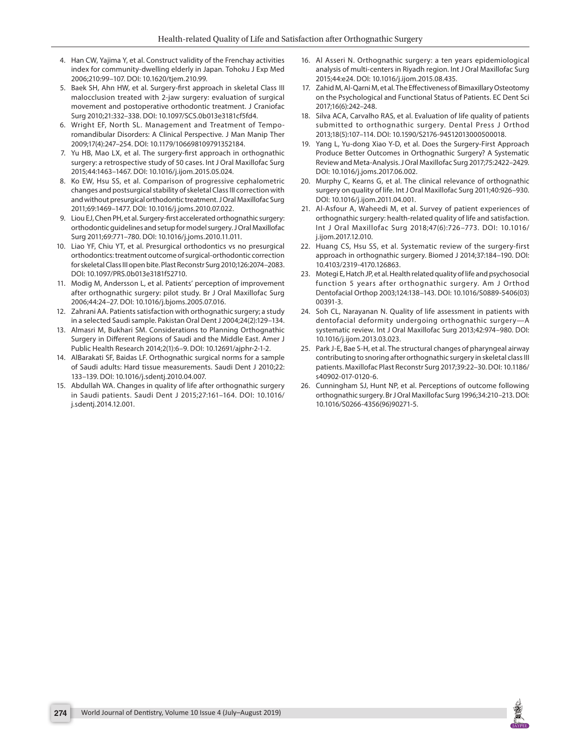4. Han CW, Yajima Y, et al. Construct validity of the Frenchay activities index for community-dwelling elderly in Japan. Tohoku J Exp Med 2006;210:99–107. DOI: 10.1620/tjem.210.99.
5. Baek SH, Ahn HW, et al. Surgery-first approach in skeletal Class III malocclusion treated with 2-jaw surgery: evaluation of surgical movement and postoperative orthodontic treatment. J Craniofac Surg 2010;21:332–338. DOI: 10.1097/SCS.0b013e3181cf5fd4.
6. Wright EF, North SL. Management and Treatment of Temporomandibular Disorders: A Clinical Perspective. J Man Manip Ther 2009;17(4):247–254. DOI: 10.1179/106698109791352184.
7. Yu HB, Mao LX, et al. The surgery-first approach in orthognathic surgery: a retrospective study of 50 cases. Int J Oral Maxillofac Surg 2015;44:1463–1467. DOI: 10.1016/j.ijom.2015.05.024.
8. Ko EW, Hsu SS, et al. Comparison of progressive cephalometric changes and postsurgical stability of skeletal Class III correction with and without presurgical orthodontic treatment. J Oral Maxillofac Surg 2011;69:1469–1477. DOI: 10.1016/j.joms.2010.07.022.
9. Liou EJ, Chen PH, et al. Surgery-first accelerated orthognathic surgery: orthodontic guidelines and setup for model surgery. J Oral Maxillofac Surg 2011;69:771–780. DOI: 10.1016/j.joms.2010.11.011.
10. Liao YF, Chiu YT, et al. Presurgical orthodontics vs no presurgical orthodontics: treatment outcome of surgical-orthodontic correction for skeletal Class III open bite. Plast Reconstr Surg 2010;126:2074–2083. DOI: 10.1097/PRS.0b013e3181f52710.
11. Modig M, Andersson L, et al. Patients' perception of improvement after orthognathic surgery: pilot study. Br J Oral Maxillofac Surg 2006;44:24–27. DOI: 10.1016/j.bjoms.2005.07.016.
12. Zahrani AA. Patients satisfaction with orthognathic surgery; a study in a selected Saudi sample. Pakistan Oral Dent J 2004;24(2):129–134.
13. Almasri M, Bukhari SM. Considerations to Planning Orthognathic Surgery in Different Regions of Saudi and the Middle East. Amer J Public Health Research 2014;2(1):6–9. DOI: 10.12691/ajphr-2-1-2.
14. AlBarakati SF, Baidas LF. Orthognathic surgical norms for a sample of Saudi adults: Hard tissue measurements. Saudi Dent J 2010;22: 133–139. DOI: 10.1016/j.sdentj.2010.04.007.
15. Abdullah WA. Changes in quality of life after orthognathic surgery in Saudi patients. Saudi Dent J 2015;27:161–164. DOI: 10.1016/j.sdentj.2014.12.001.
16. Al Asseri N. Orthognathic surgery: a ten years epidemiological analysis of multi-centers in Riyadh region. Int J Oral Maxillofac Surg 2015;44:e24. DOI: 10.1016/j.ijom.2015.08.435.
17. Zahid M, Al-Qarni M, et al. The Effectiveness of Bimaxillary Osteotomy on the Psychological and Functional Status of Patients. EC Dent Sci 2017;16(6):242–248.
18. Silva ACA, Carvalho RAS, et al. Evaluation of life quality of patients submitted to orthognathic surgery. Dental Press J Orthod 2013;18(5):107–114. DOI: 10.1590/S2176-94512013000500018.
19. Yang L, Yu-dong Xiao Y-D, et al. Does the Surgery-First Approach Produce Better Outcomes in Orthognathic Surgery? A Systematic Review and Meta-Analysis. J Oral Maxillofac Surg 2017;75:2422–2429. DOI: 10.1016/j.joms.2017.06.002.
20. Murphy C, Kearns G, et al. The clinical relevance of orthognathic surgery on quality of life. Int J Oral Maxillofac Surg 2011;40:926–930. DOI: 10.1016/j.ijom.2011.04.001.
21. Al-Asfour A, Waheedi M, et al. Survey of patient experiences of orthognathic surgery: health-related quality of life and satisfaction. Int J Oral Maxillofac Surg 2018;47(6):726–773. DOI: 10.1016/j.ijom.2017.12.010.
22. Huang CS, Hsu SS, et al. Systematic review of the surgery-first approach in orthognathic surgery. Biomed J 2014;37:184–190. DOI: 10.4103/2319-4170.126863.
23. Motegi E, Hatch JP, et al. Health related quality of life and psychosocial function 5 years after orthognathic surgery. Am J Orthod Dentofacial Orthop 2003;124:138–143. DOI: 10.1016/S0889-5406(03)00391-3.
24. Soh CL, Narayanan N. Quality of life assessment in patients with dentofacial deformity undergoing orthognathic surgery—A systematic review. Int J Oral Maxillofac Surg 2013;42:974–980. DOI: 10.1016/j.ijom.2013.03.023.
25. Park J-E, Bae S-H, et al. The structural changes of pharyngeal airway contributing to snoring after orthognathic surgery in skeletal class III patients. Maxillofac Plast Reconstr Surg 2017;39:22–30. DOI: 10.1186/s40902-017-0120-6.
26. Cunningham SJ, Hunt NP, et al. Perceptions of outcome following orthognathic surgery. Br J Oral Maxillofac Surg 1996;34:210–213. DOI: 10.1016/S0266-4356(96)90271-5.